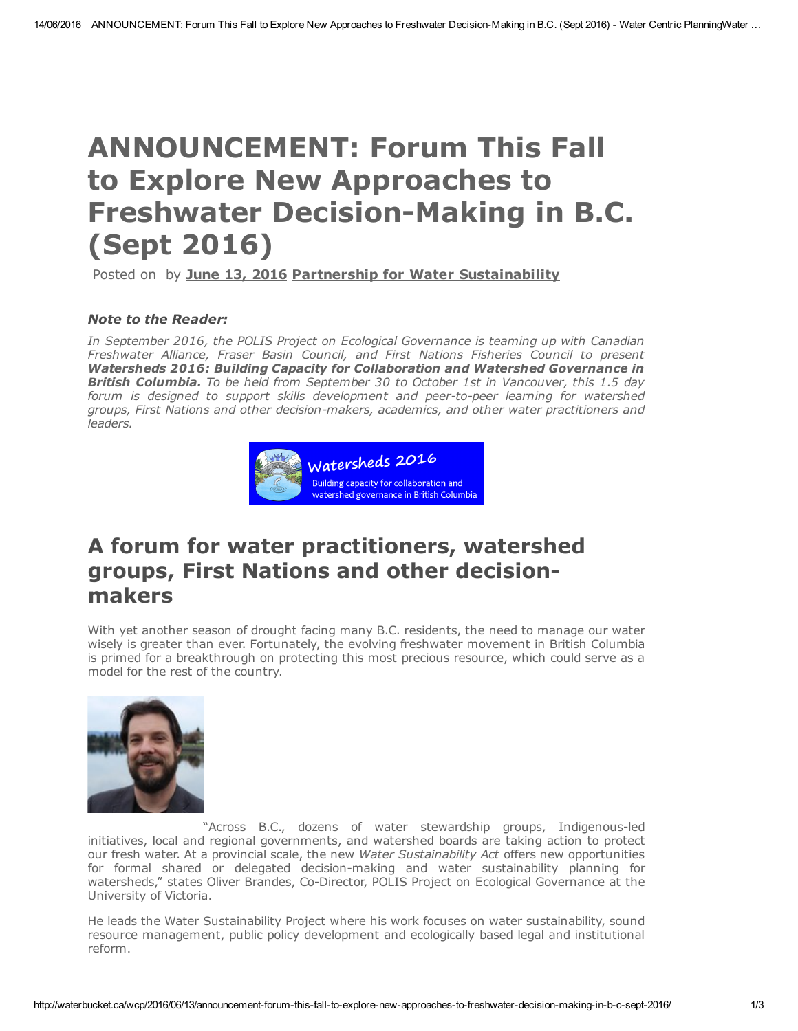# ANNOUNCEMENT: Forum This Fall to Explore New Approaches to Freshwater Decision-Making in B.C. (Sept 2016)

Posted on by **June 13, 2016** **Partnership for Water Sustainability**

***Note to the Reader:***

*In September 2016, the POLIS Project on Ecological Governance is teaming up with Canadian Freshwater Alliance, Fraser Basin Council, and First Nations Fisheries Council to present **Watersheds 2016: Building Capacity for Collaboration and Watershed Governance in British Columbia.** To be held from September 30 to October 1st in Vancouver, this 1.5 day forum is designed to support skills development and peer-to-peer learning for watershed groups, First Nations and other decision-makers, academics, and other water practitioners and leaders.*

## A forum for water practitioners, watershed groups, First Nations and other decision-makers

With yet another season of drought facing many B.C. residents, the need to manage our water wisely is greater than ever. Fortunately, the evolving freshwater movement in British Columbia is primed for a breakthrough on protecting this most precious resource, which could serve as a model for the rest of the country.

"Across B.C., dozens of water stewardship groups, Indigenous-led initiatives, local and regional governments, and watershed boards are taking action to protect our fresh water. At a provincial scale, the new *Water Sustainability Act* offers new opportunities for formal shared or delegated decision-making and water sustainability planning for watersheds," states Oliver Brandes, Co-Director, POLIS Project on Ecological Governance at the University of Victoria.

He leads the Water Sustainability Project where his work focuses on water sustainability, sound resource management, public policy development and ecologically based legal and institutional reform.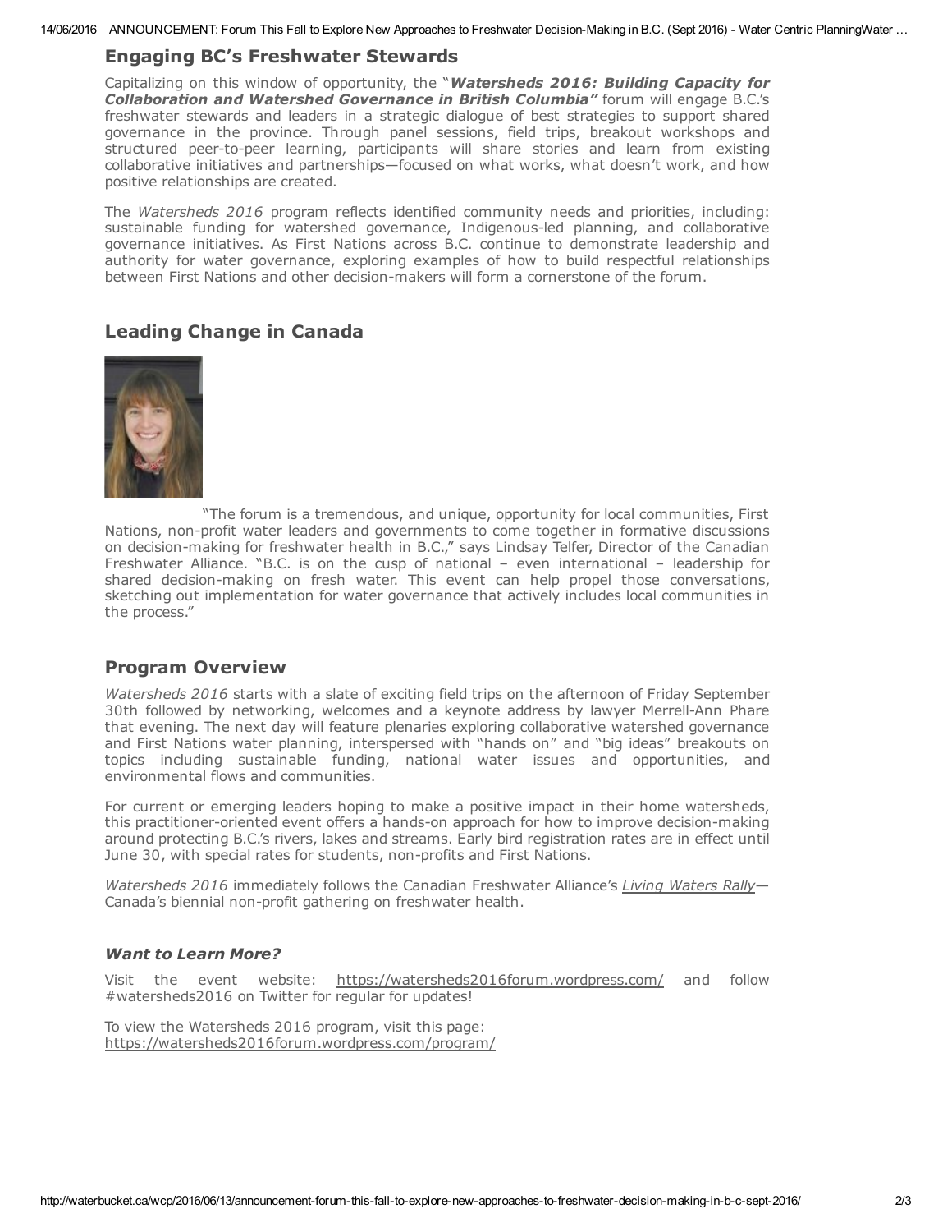## Engaging BC's Freshwater Stewards

Capitalizing on this window of opportunity, the "***Watersheds 2016: Building Capacity for Collaboration and Watershed Governance in British Columbia"*** forum will engage B.C.'s freshwater stewards and leaders in a strategic dialogue of best strategies to support shared governance in the province. Through panel sessions, field trips, breakout workshops and structured peer-to-peer learning, participants will share stories and learn from existing collaborative initiatives and partnerships—focused on what works, what doesn't work, and how positive relationships are created.

The *Watersheds 2016* program reflects identified community needs and priorities, including: sustainable funding for watershed governance, Indigenous-led planning, and collaborative governance initiatives. As First Nations across B.C. continue to demonstrate leadership and authority for water governance, exploring examples of how to build respectful relationships between First Nations and other decision-makers will form a cornerstone of the forum.

## Leading Change in Canada

"The forum is a tremendous, and unique, opportunity for local communities, First Nations, non-profit water leaders and governments to come together in formative discussions on decision-making for freshwater health in B.C.," says Lindsay Telfer, Director of the Canadian Freshwater Alliance. "B.C. is on the cusp of national – even international – leadership for shared decision-making on fresh water. This event can help propel those conversations, sketching out implementation for water governance that actively includes local communities in the process."

## Program Overview

*Watersheds 2016* starts with a slate of exciting field trips on the afternoon of Friday September 30th followed by networking, welcomes and a keynote address by lawyer Merrell-Ann Phare that evening. The next day will feature plenaries exploring collaborative watershed governance and First Nations water planning, interspersed with "hands on" and "big ideas" breakouts on topics including sustainable funding, national water issues and opportunities, and environmental flows and communities.

For current or emerging leaders hoping to make a positive impact in their home watersheds, this practitioner-oriented event offers a hands-on approach for how to improve decision-making around protecting B.C.'s rivers, lakes and streams. Early bird registration rates are in effect until June 30, with special rates for students, non-profits and First Nations.

*Watersheds 2016* immediately follows the Canadian Freshwater Alliance's *Living Waters Rally*—Canada's biennial non-profit gathering on freshwater health.

### *Want to Learn More?*

Visit the event website: https://watersheds2016forum.wordpress.com/ and follow #watersheds2016 on Twitter for regular for updates!

To view the Watersheds 2016 program, visit this page: https://watersheds2016forum.wordpress.com/program/